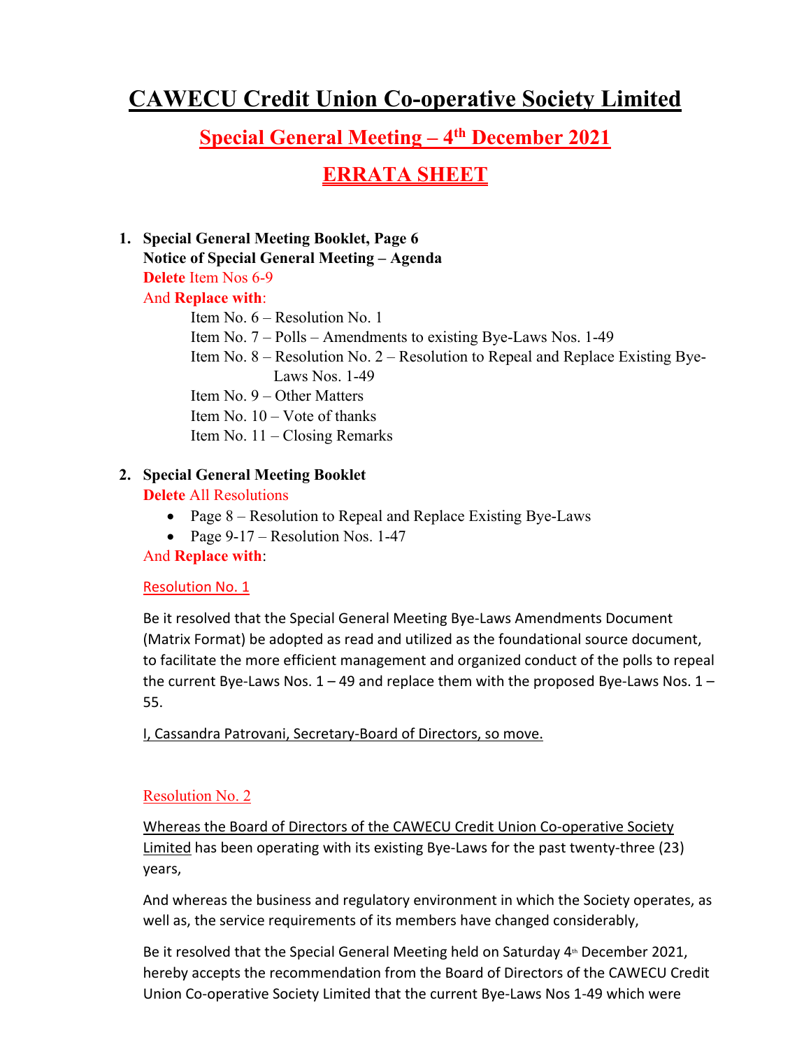# CAWECU Credit Union Co-operative Society Limited

## Special General Meeting – 4th December 2021

## ERRATA SHEET

1. **Special General Meeting Booklet, Page 6**
   **Notice of Special General Meeting – Agenda**
   **Delete** Item Nos 6-9
   And **Replace with**:
   - Item No. 6 – Resolution No. 1
   - Item No. 7 – Polls – Amendments to existing Bye-Laws Nos. 1-49
   - Item No. 8 – Resolution No. 2 – Resolution to Repeal and Replace Existing Bye-Laws Nos. 1-49
   - Item No. 9 – Other Matters
   - Item No. 10 – Vote of thanks
   - Item No. 11 – Closing Remarks

2. **Special General Meeting Booklet**
   **Delete** All Resolutions
   - Page 8 – Resolution to Repeal and Replace Existing Bye-Laws
   - Page 9-17 – Resolution Nos. 1-47

   And **Replace with**:

Resolution No. 1

Be it resolved that the Special General Meeting Bye-Laws Amendments Document (Matrix Format) be adopted as read and utilized as the foundational source document, to facilitate the more efficient management and organized conduct of the polls to repeal the current Bye-Laws Nos. 1 – 49 and replace them with the proposed Bye-Laws Nos. 1 – 55.

I, Cassandra Patrovani, Secretary-Board of Directors, so move.

Resolution No. 2

Whereas the Board of Directors of the CAWECU Credit Union Co-operative Society Limited has been operating with its existing Bye-Laws for the past twenty-three (23) years,

And whereas the business and regulatory environment in which the Society operates, as well as, the service requirements of its members have changed considerably,

Be it resolved that the Special General Meeting held on Saturday 4th December 2021, hereby accepts the recommendation from the Board of Directors of the CAWECU Credit Union Co-operative Society Limited that the current Bye-Laws Nos 1-49 which were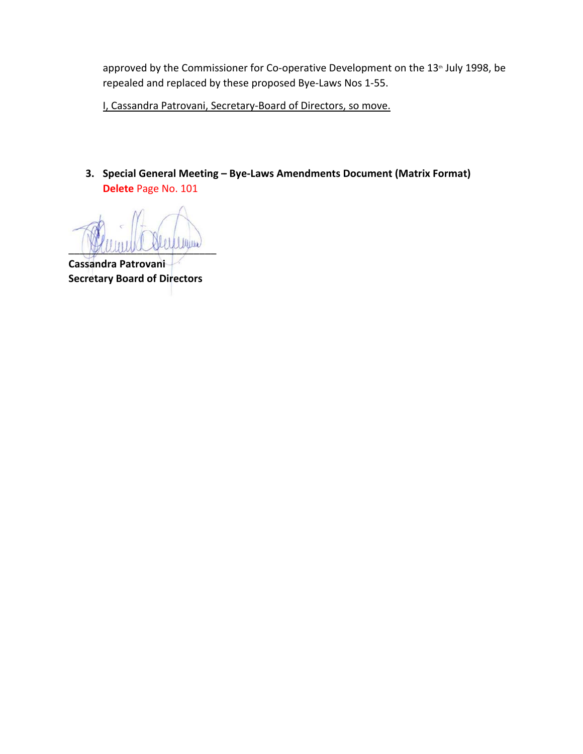approved by the Commissioner for Co-operative Development on the 13th July 1998, be repealed and replaced by these proposed Bye-Laws Nos 1-55.

I, Cassandra Patrovani, Secretary-Board of Directors, so move.

3. **Special General Meeting – Bye-Laws Amendments Document (Matrix Format)**
   **Delete** Page No. 101

\_\_\_\_\_\_\_\_\_\_\_\_\_\_\_\_\_\_\_\_\_\_\_\_\_\_\_\_\_\_

**Cassandra Patrovani**
**Secretary Board of Directors**